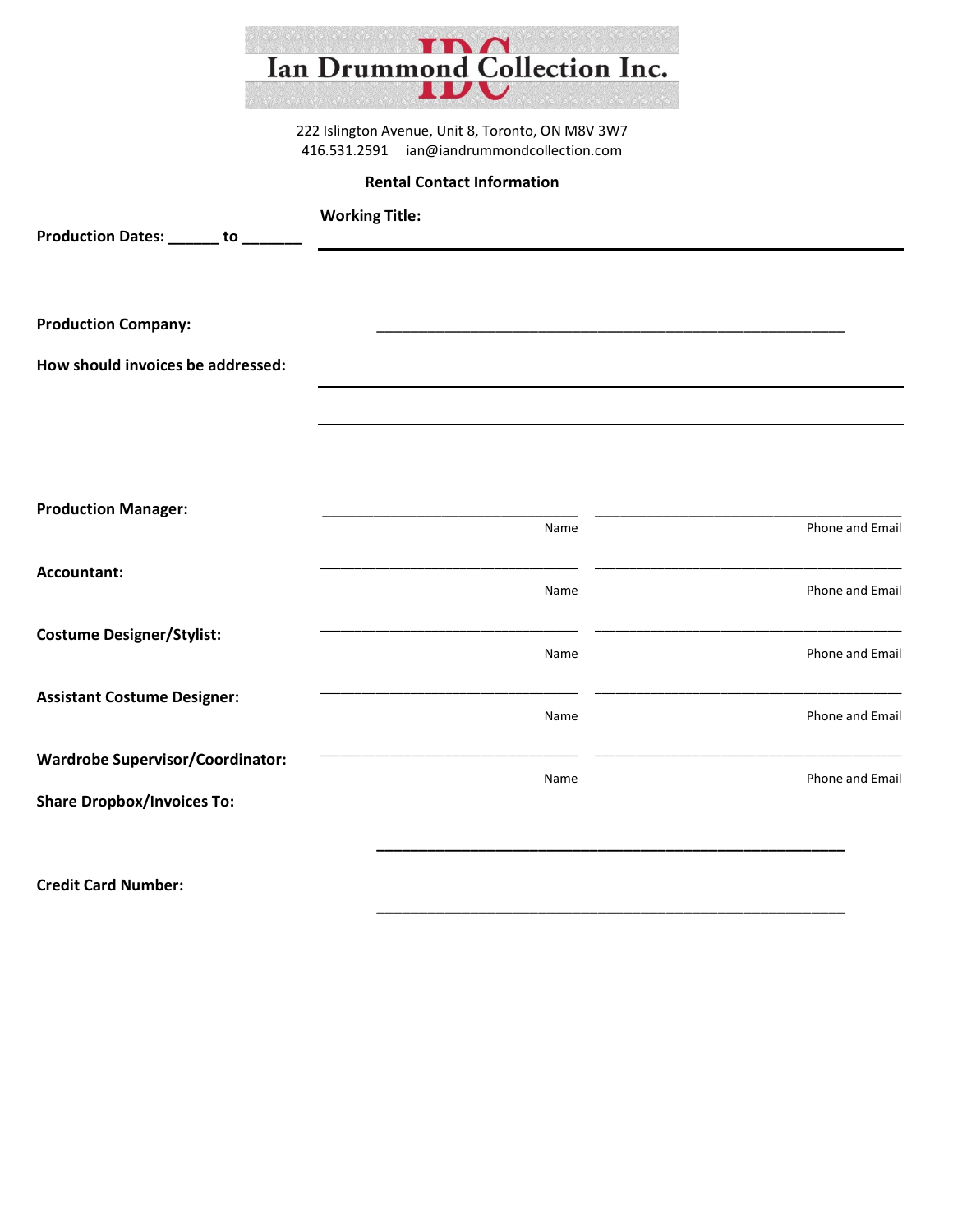# Ian Drummond Collection Inc.

222 Islington Avenue, Unit 8, Toronto, ON M8V 3W7
416.531.2591 ian@iandrummondcollection.com

**Rental Contact Information**

**Working Title:**

**Production Dates: ______ to _______**

______________________________________________

**Production Company:** ______________________________________________

**How should invoices be addressed:**

______________________________________________

______________________________________________

| | Name | Phone and Email |
|---|---|---|
| **Production Manager:** | ________________________ | ______________________________ |
| **Accountant:** | ________________________ | ______________________________ |
| **Costume Designer/Stylist:** | ________________________ | ______________________________ |
| **Assistant Costume Designer:** | ________________________ | ______________________________ |
| **Wardrobe Supervisor/Coordinator:** | ________________________ | ______________________________ |

**Share Dropbox/Invoices To:**

______________________________________________

**Credit Card Number:**

______________________________________________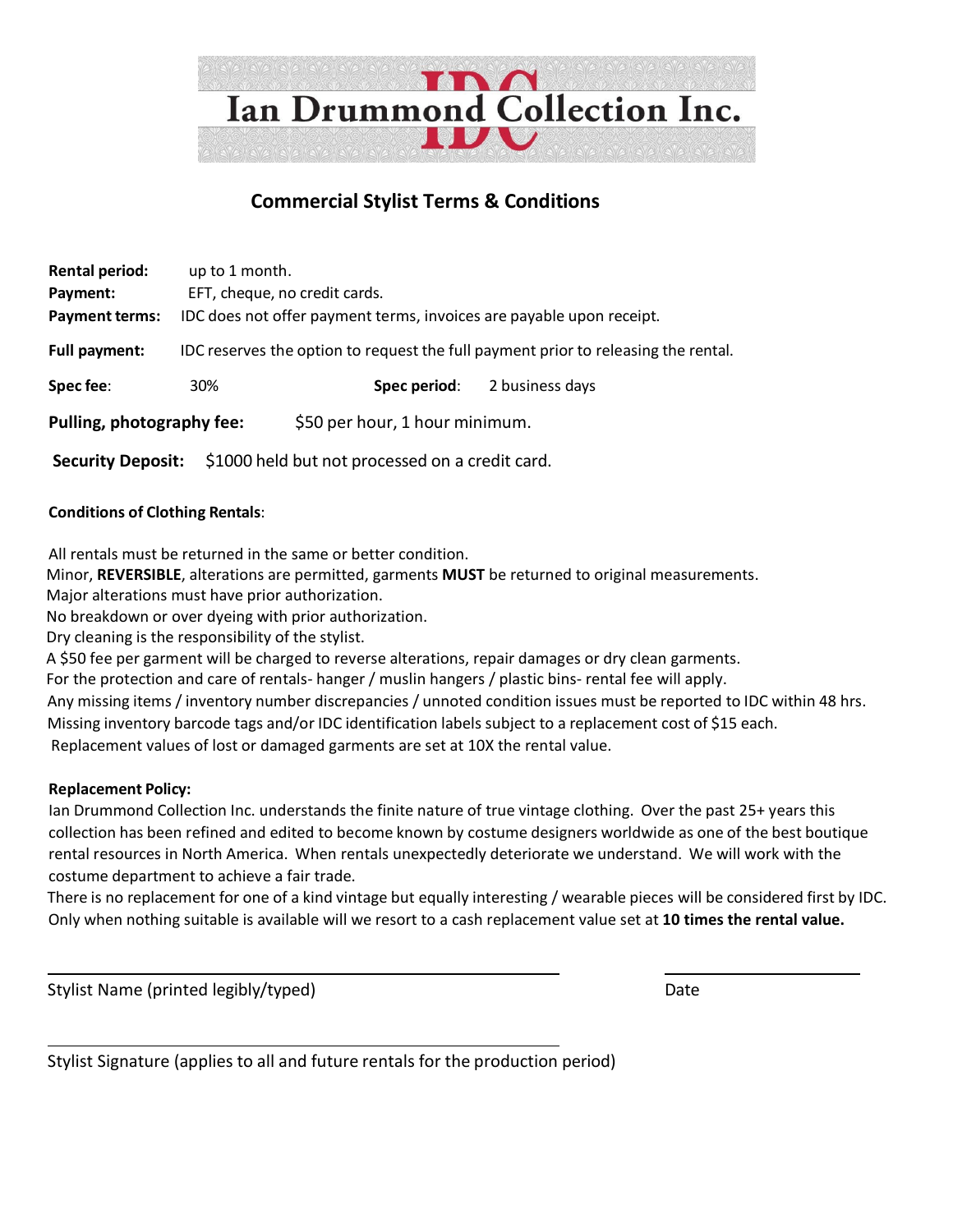# Ian Drummond Collection Inc.

## Commercial Stylist Terms & Conditions

**Rental period:** up to 1 month.
**Payment:** EFT, cheque, no credit cards.
**Payment terms:** IDC does not offer payment terms, invoices are payable upon receipt.

**Full payment:** IDC reserves the option to request the full payment prior to releasing the rental.

**Spec fee**: 30% **Spec period**: 2 business days

**Pulling, photography fee:** $50 per hour, 1 hour minimum.

**Security Deposit:** $1000 held but not processed on a credit card.

**Conditions of Clothing Rentals**:

All rentals must be returned in the same or better condition.
Minor, **REVERSIBLE**, alterations are permitted, garments **MUST** be returned to original measurements.
Major alterations must have prior authorization.
No breakdown or over dyeing with prior authorization.
Dry cleaning is the responsibility of the stylist.
A $50 fee per garment will be charged to reverse alterations, repair damages or dry clean garments.
For the protection and care of rentals- hanger / muslin hangers / plastic bins- rental fee will apply.
Any missing items / inventory number discrepancies / unnoted condition issues must be reported to IDC within 48 hrs.
Missing inventory barcode tags and/or IDC identification labels subject to a replacement cost of $15 each.
Replacement values of lost or damaged garments are set at 10X the rental value.

**Replacement Policy:**
Ian Drummond Collection Inc. understands the finite nature of true vintage clothing. Over the past 25+ years this collection has been refined and edited to become known by costume designers worldwide as one of the best boutique rental resources in North America. When rentals unexpectedly deteriorate we understand. We will work with the costume department to achieve a fair trade.
There is no replacement for one of a kind vintage but equally interesting / wearable pieces will be considered first by IDC. Only when nothing suitable is available will we resort to a cash replacement value set at **10 times the rental value.**

Stylist Name (printed legibly/typed) Date

Stylist Signature (applies to all and future rentals for the production period)